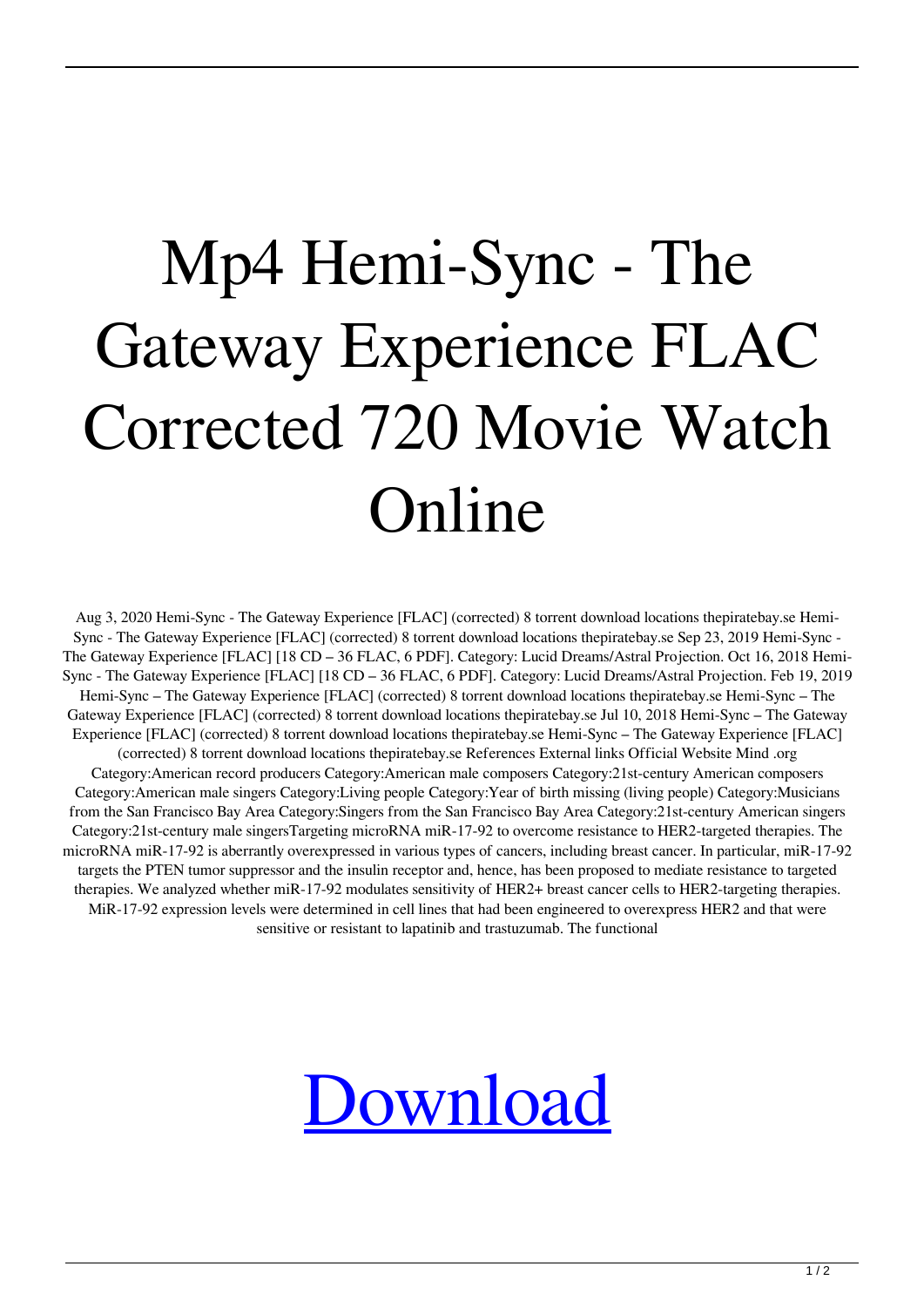# Mp4 Hemi-Sync - The Gateway Experience FLAC Corrected 720 Movie Watch Online

Aug 3, 2020 Hemi-Sync - The Gateway Experience [FLAC] (corrected) 8 torrent download locations thepiratebay.se Hemi-Sync - The Gateway Experience [FLAC] (corrected) 8 torrent download locations thepiratebay.se Sep 23, 2019 Hemi-Sync - The Gateway Experience [FLAC] [18 CD – 36 FLAC, 6 PDF]. Category: Lucid Dreams/Astral Projection. Oct 16, 2018 Hemi-Sync - The Gateway Experience [FLAC] [18 CD – 36 FLAC, 6 PDF]. Category: Lucid Dreams/Astral Projection. Feb 19, 2019 Hemi-Sync – The Gateway Experience [FLAC] (corrected) 8 torrent download locations thepiratebay.se Hemi-Sync – The Gateway Experience [FLAC] (corrected) 8 torrent download locations thepiratebay.se Jul 10, 2018 Hemi-Sync – The Gateway Experience [FLAC] (corrected) 8 torrent download locations thepiratebay.se Hemi-Sync – The Gateway Experience [FLAC] (corrected) 8 torrent download locations thepiratebay.se References External links Official Website Mind .org Category:American record producers Category:American male composers Category:21st-century American composers Category:American male singers Category:Living people Category:Year of birth missing (living people) Category:Musicians from the San Francisco Bay Area Category:Singers from the San Francisco Bay Area Category:21st-century American singers Category:21st-century male singersTargeting microRNA miR-17-92 to overcome resistance to HER2-targeted therapies. The microRNA miR-17-92 is aberrantly overexpressed in various types of cancers, including breast cancer. In particular, miR-17-92 targets the PTEN tumor suppressor and the insulin receptor and, hence, has been proposed to mediate resistance to targeted therapies. We analyzed whether miR-17-92 modulates sensitivity of HER2+ breast cancer cells to HER2-targeting therapies. MiR-17-92 expression levels were determined in cell lines that had been engineered to overexpress HER2 and that were sensitive or resistant to lapatinib and trastuzumab. The functional

Download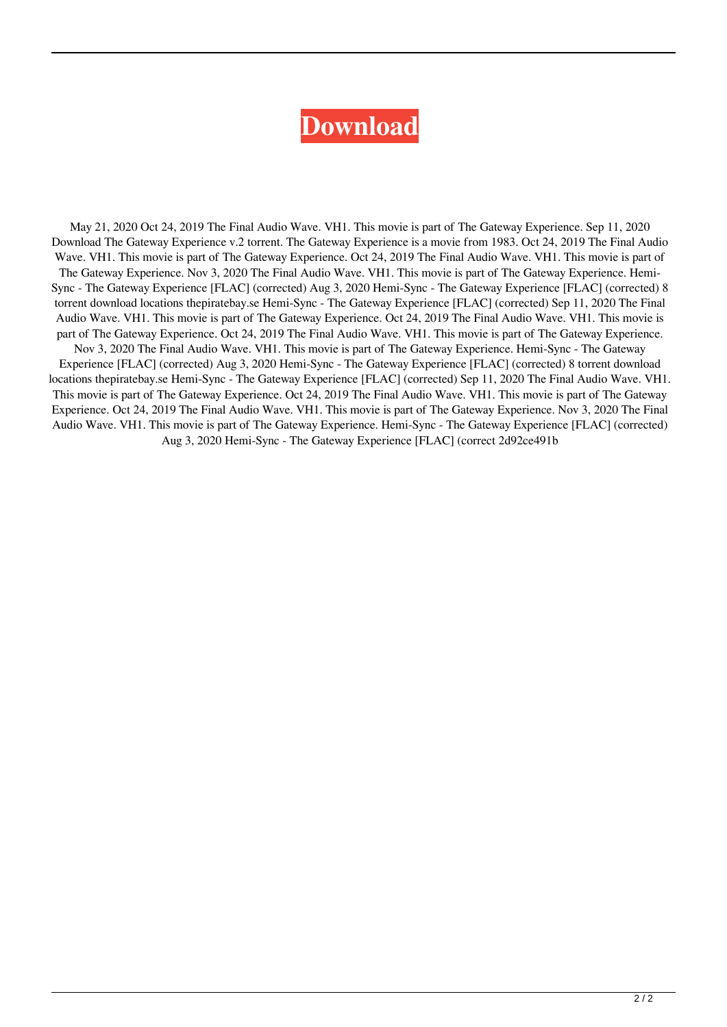# Download

May 21, 2020 Oct 24, 2019 The Final Audio Wave. VH1. This movie is part of The Gateway Experience. Sep 11, 2020 Download The Gateway Experience v.2 torrent. The Gateway Experience is a movie from 1983. Oct 24, 2019 The Final Audio Wave. VH1. This movie is part of The Gateway Experience. Oct 24, 2019 The Final Audio Wave. VH1. This movie is part of The Gateway Experience. Nov 3, 2020 The Final Audio Wave. VH1. This movie is part of The Gateway Experience. Hemi-Sync - The Gateway Experience [FLAC] (corrected) Aug 3, 2020 Hemi-Sync - The Gateway Experience [FLAC] (corrected) 8 torrent download locations thepiratebay.se Hemi-Sync - The Gateway Experience [FLAC] (corrected) Sep 11, 2020 The Final Audio Wave. VH1. This movie is part of The Gateway Experience. Oct 24, 2019 The Final Audio Wave. VH1. This movie is part of The Gateway Experience. Oct 24, 2019 The Final Audio Wave. VH1. This movie is part of The Gateway Experience. Nov 3, 2020 The Final Audio Wave. VH1. This movie is part of The Gateway Experience. Hemi-Sync - The Gateway Experience [FLAC] (corrected) Aug 3, 2020 Hemi-Sync - The Gateway Experience [FLAC] (corrected) 8 torrent download locations thepiratebay.se Hemi-Sync - The Gateway Experience [FLAC] (corrected) Sep 11, 2020 The Final Audio Wave. VH1. This movie is part of The Gateway Experience. Oct 24, 2019 The Final Audio Wave. VH1. This movie is part of The Gateway Experience. Oct 24, 2019 The Final Audio Wave. VH1. This movie is part of The Gateway Experience. Nov 3, 2020 The Final Audio Wave. VH1. This movie is part of The Gateway Experience. Hemi-Sync - The Gateway Experience [FLAC] (corrected) Aug 3, 2020 Hemi-Sync - The Gateway Experience [FLAC] (correct 2d92ce491b